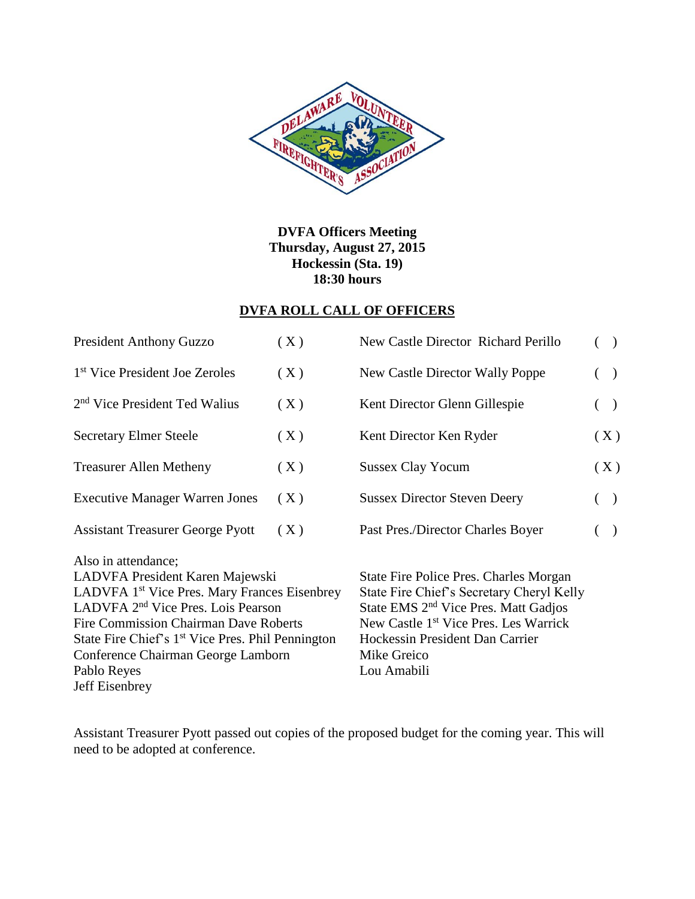**DVFA Officers Meeting**
**Thursday, August 27, 2015**
**Hockessin (Sta. 19)**
**18:30 hours**

## DVFA ROLL CALL OF OFFICERS

| | | | |
|---|---|---|---|
| President Anthony Guzzo | ( X ) | New Castle Director Richard Perillo | ( ) |
| 1st Vice President Joe Zeroles | ( X ) | New Castle Director Wally Poppe | ( ) |
| 2nd Vice President Ted Walius | ( X ) | Kent Director Glenn Gillespie | ( ) |
| Secretary Elmer Steele | ( X ) | Kent Director Ken Ryder | ( X ) |
| Treasurer Allen Metheny | ( X ) | Sussex Clay Yocum | ( X ) |
| Executive Manager Warren Jones | ( X ) | Sussex Director Steven Deery | ( ) |
| Assistant Treasurer George Pyott | ( X ) | Past Pres./Director Charles Boyer | ( ) |

Also in attendance;

LADVFA President Karen Majewski
LADVFA 1st Vice Pres. Mary Frances Eisenbrey
LADVFA 2nd Vice Pres. Lois Pearson
Fire Commission Chairman Dave Roberts
State Fire Chief's 1st Vice Pres. Phil Pennington
Conference Chairman George Lamborn
Pablo Reyes
Jeff Eisenbrey
State Fire Police Pres. Charles Morgan
State Fire Chief's Secretary Cheryl Kelly
State EMS 2nd Vice Pres. Matt Gadjos
New Castle 1st Vice Pres. Les Warrick
Hockessin President Dan Carrier
Mike Greico
Lou Amabili

Assistant Treasurer Pyott passed out copies of the proposed budget for the coming year. This will need to be adopted at conference.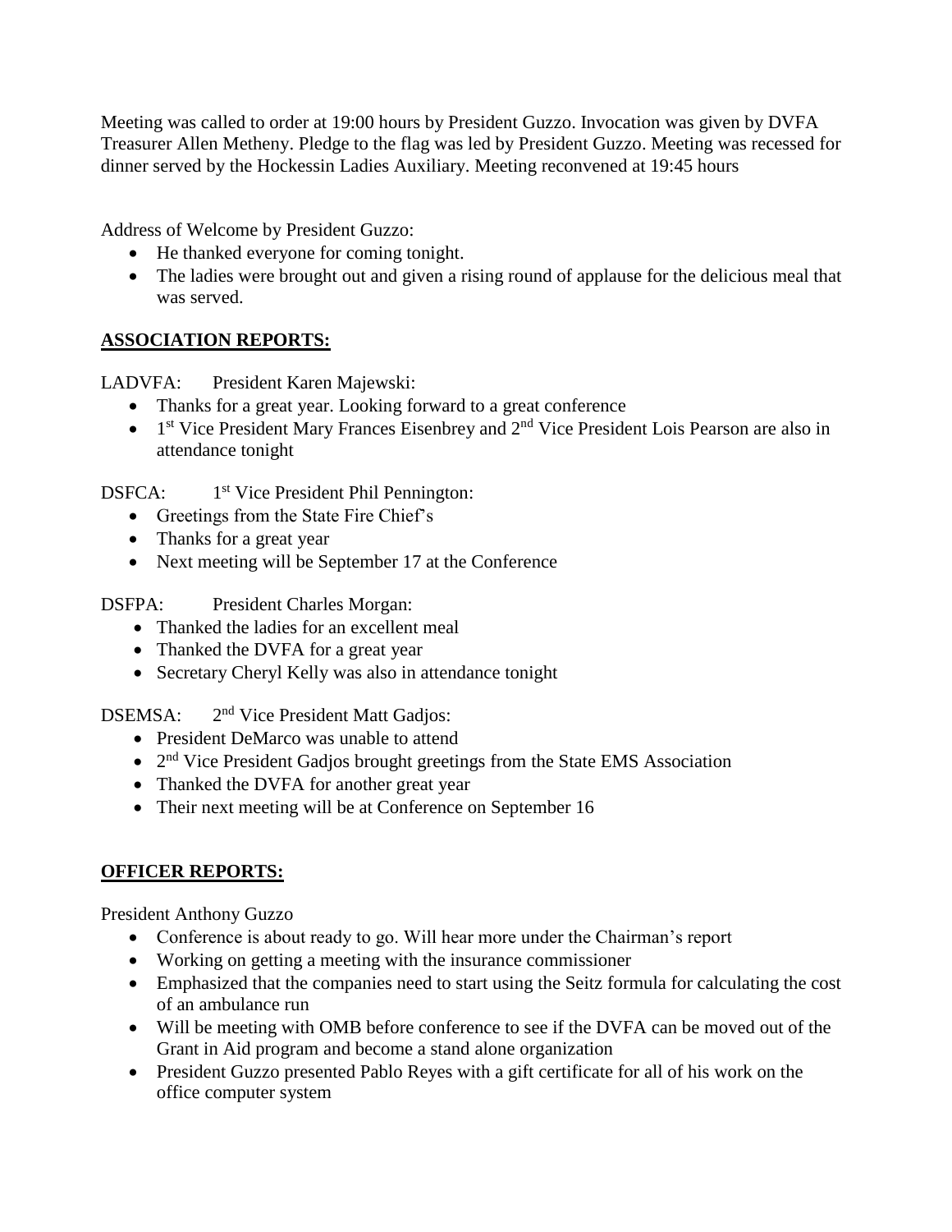Meeting was called to order at 19:00 hours by President Guzzo. Invocation was given by DVFA Treasurer Allen Metheny. Pledge to the flag was led by President Guzzo. Meeting was recessed for dinner served by the Hockessin Ladies Auxiliary. Meeting reconvened at 19:45 hours

Address of Welcome by President Guzzo:

- He thanked everyone for coming tonight.
- The ladies were brought out and given a rising round of applause for the delicious meal that was served.

## **ASSOCIATION REPORTS:**

LADVFA: President Karen Majewski:

- Thanks for a great year. Looking forward to a great conference
- 1st Vice President Mary Frances Eisenbrey and 2nd Vice President Lois Pearson are also in attendance tonight

DSFCA: 1st Vice President Phil Pennington:

- Greetings from the State Fire Chief's
- Thanks for a great year
- Next meeting will be September 17 at the Conference

DSFPA: President Charles Morgan:

- Thanked the ladies for an excellent meal
- Thanked the DVFA for a great year
- Secretary Cheryl Kelly was also in attendance tonight

DSEMSA: 2nd Vice President Matt Gadjos:

- President DeMarco was unable to attend
- 2nd Vice President Gadjos brought greetings from the State EMS Association
- Thanked the DVFA for another great year
- Their next meeting will be at Conference on September 16

## **OFFICER REPORTS:**

President Anthony Guzzo

- Conference is about ready to go. Will hear more under the Chairman's report
- Working on getting a meeting with the insurance commissioner
- Emphasized that the companies need to start using the Seitz formula for calculating the cost of an ambulance run
- Will be meeting with OMB before conference to see if the DVFA can be moved out of the Grant in Aid program and become a stand alone organization
- President Guzzo presented Pablo Reyes with a gift certificate for all of his work on the office computer system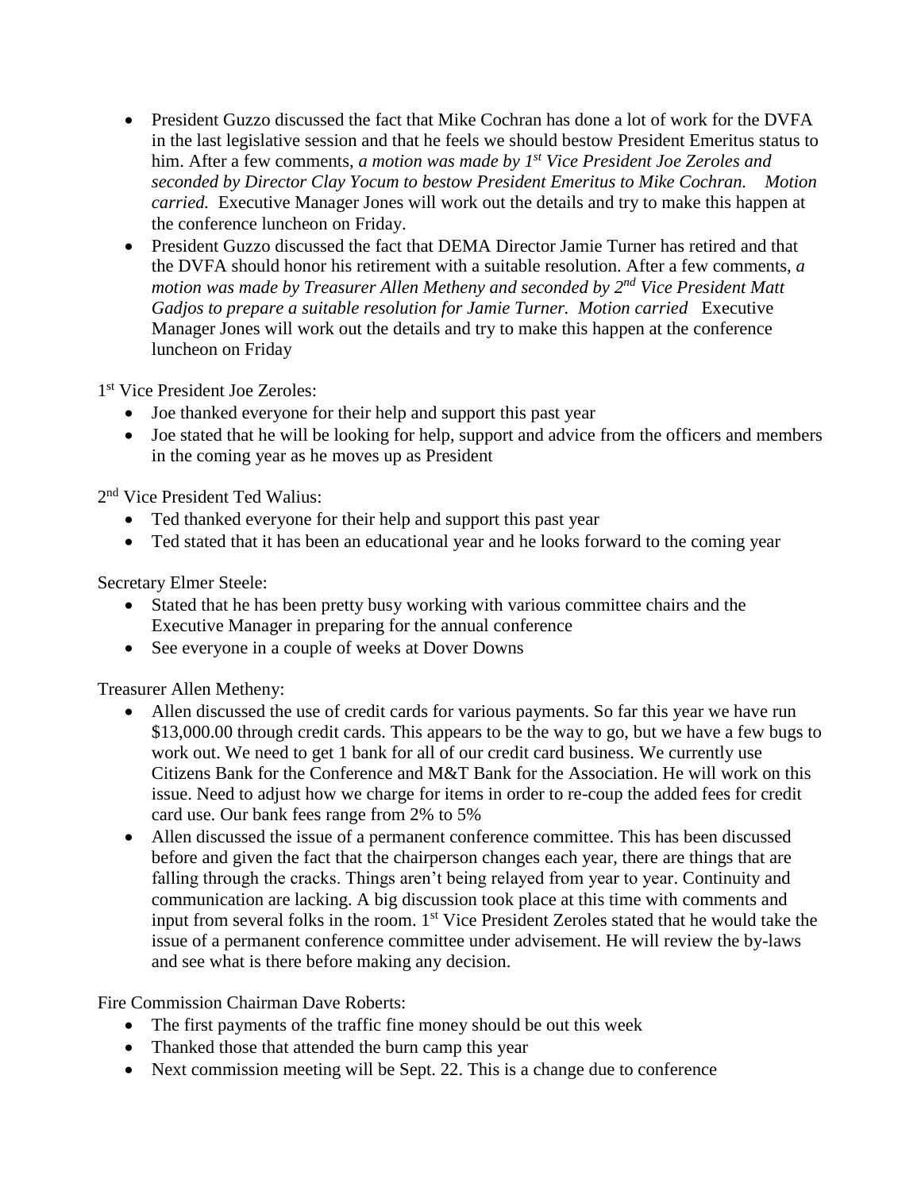- President Guzzo discussed the fact that Mike Cochran has done a lot of work for the DVFA in the last legislative session and that he feels we should bestow President Emeritus status to him. After a few comments, *a motion was made by 1st Vice President Joe Zeroles and seconded by Director Clay Yocum to bestow President Emeritus to Mike Cochran. Motion carried.* Executive Manager Jones will work out the details and try to make this happen at the conference luncheon on Friday.
- President Guzzo discussed the fact that DEMA Director Jamie Turner has retired and that the DVFA should honor his retirement with a suitable resolution. After a few comments, *a motion was made by Treasurer Allen Metheny and seconded by 2nd Vice President Matt Gadjos to prepare a suitable resolution for Jamie Turner. Motion carried* Executive Manager Jones will work out the details and try to make this happen at the conference luncheon on Friday

1st Vice President Joe Zeroles:

- Joe thanked everyone for their help and support this past year
- Joe stated that he will be looking for help, support and advice from the officers and members in the coming year as he moves up as President

2nd Vice President Ted Walius:

- Ted thanked everyone for their help and support this past year
- Ted stated that it has been an educational year and he looks forward to the coming year

Secretary Elmer Steele:

- Stated that he has been pretty busy working with various committee chairs and the Executive Manager in preparing for the annual conference
- See everyone in a couple of weeks at Dover Downs

Treasurer Allen Metheny:

- Allen discussed the use of credit cards for various payments. So far this year we have run $13,000.00 through credit cards. This appears to be the way to go, but we have a few bugs to work out. We need to get 1 bank for all of our credit card business. We currently use Citizens Bank for the Conference and M&T Bank for the Association. He will work on this issue. Need to adjust how we charge for items in order to re-coup the added fees for credit card use. Our bank fees range from 2% to 5%
- Allen discussed the issue of a permanent conference committee. This has been discussed before and given the fact that the chairperson changes each year, there are things that are falling through the cracks. Things aren't being relayed from year to year. Continuity and communication are lacking. A big discussion took place at this time with comments and input from several folks in the room. 1st Vice President Zeroles stated that he would take the issue of a permanent conference committee under advisement. He will review the by-laws and see what is there before making any decision.

Fire Commission Chairman Dave Roberts:

- The first payments of the traffic fine money should be out this week
- Thanked those that attended the burn camp this year
- Next commission meeting will be Sept. 22. This is a change due to conference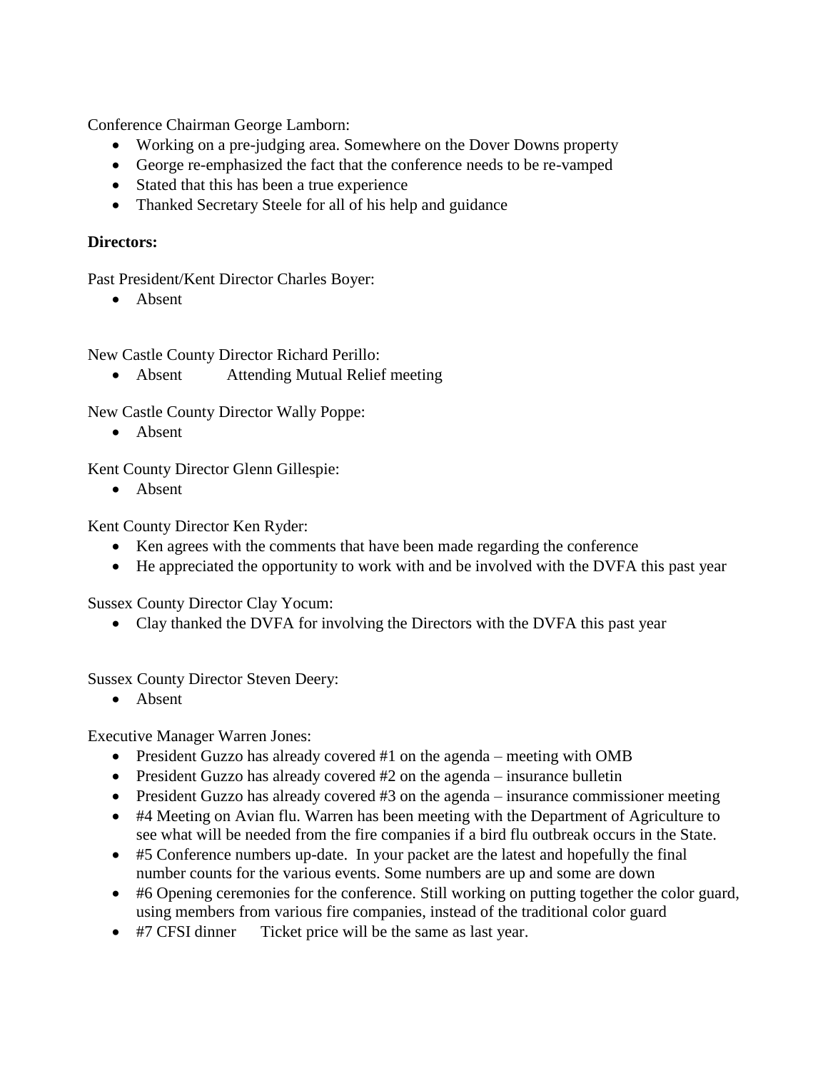Conference Chairman George Lamborn:

- Working on a pre-judging area. Somewhere on the Dover Downs property
- George re-emphasized the fact that the conference needs to be re-vamped
- Stated that this has been a true experience
- Thanked Secretary Steele for all of his help and guidance

**Directors:**

Past President/Kent Director Charles Boyer:

- Absent

New Castle County Director Richard Perillo:

- Absent  Attending Mutual Relief meeting

New Castle County Director Wally Poppe:

- Absent

Kent County Director Glenn Gillespie:

- Absent

Kent County Director Ken Ryder:

- Ken agrees with the comments that have been made regarding the conference
- He appreciated the opportunity to work with and be involved with the DVFA this past year

Sussex County Director Clay Yocum:

- Clay thanked the DVFA for involving the Directors with the DVFA this past year

Sussex County Director Steven Deery:

- Absent

Executive Manager Warren Jones:

- President Guzzo has already covered #1 on the agenda – meeting with OMB
- President Guzzo has already covered #2 on the agenda – insurance bulletin
- President Guzzo has already covered #3 on the agenda – insurance commissioner meeting
- #4 Meeting on Avian flu. Warren has been meeting with the Department of Agriculture to see what will be needed from the fire companies if a bird flu outbreak occurs in the State.
- #5 Conference numbers up-date. In your packet are the latest and hopefully the final number counts for the various events. Some numbers are up and some are down
- #6 Opening ceremonies for the conference. Still working on putting together the color guard, using members from various fire companies, instead of the traditional color guard
- #7 CFSI dinner  Ticket price will be the same as last year.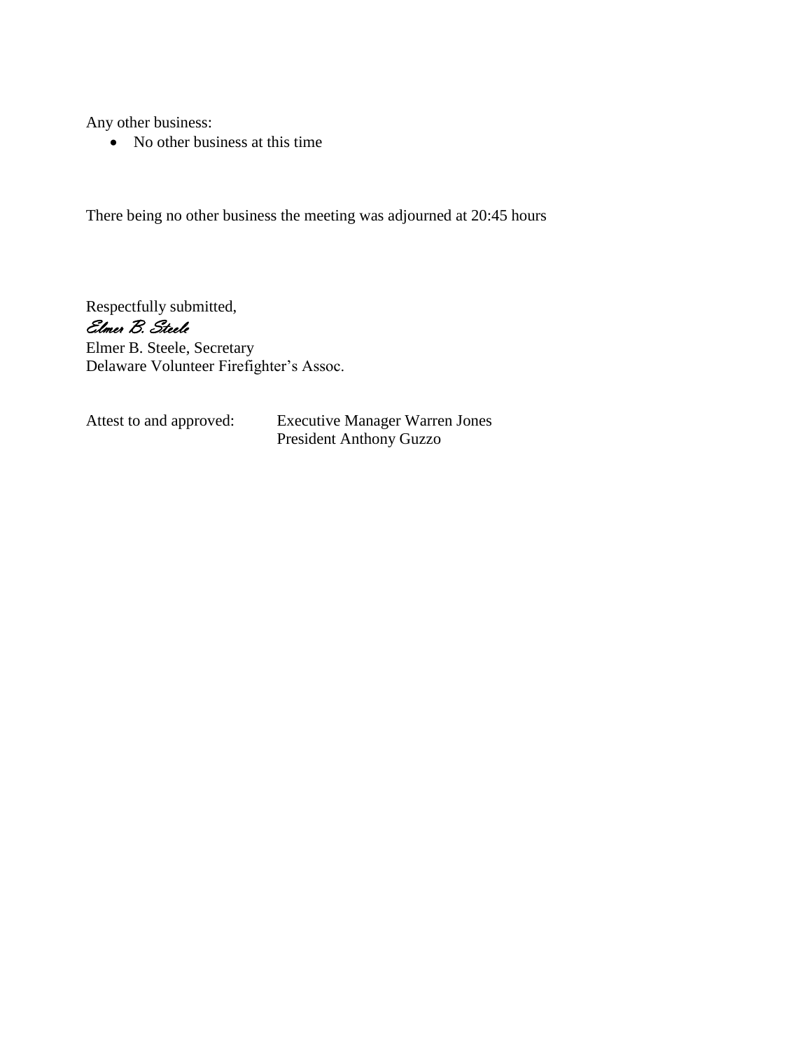Any other business:

- No other business at this time

There being no other business the meeting was adjourned at 20:45 hours

Respectfully submitted,
*Elmer B. Steele*
Elmer B. Steele, Secretary
Delaware Volunteer Firefighter's Assoc.

Attest to and approved: Executive Manager Warren Jones
President Anthony Guzzo